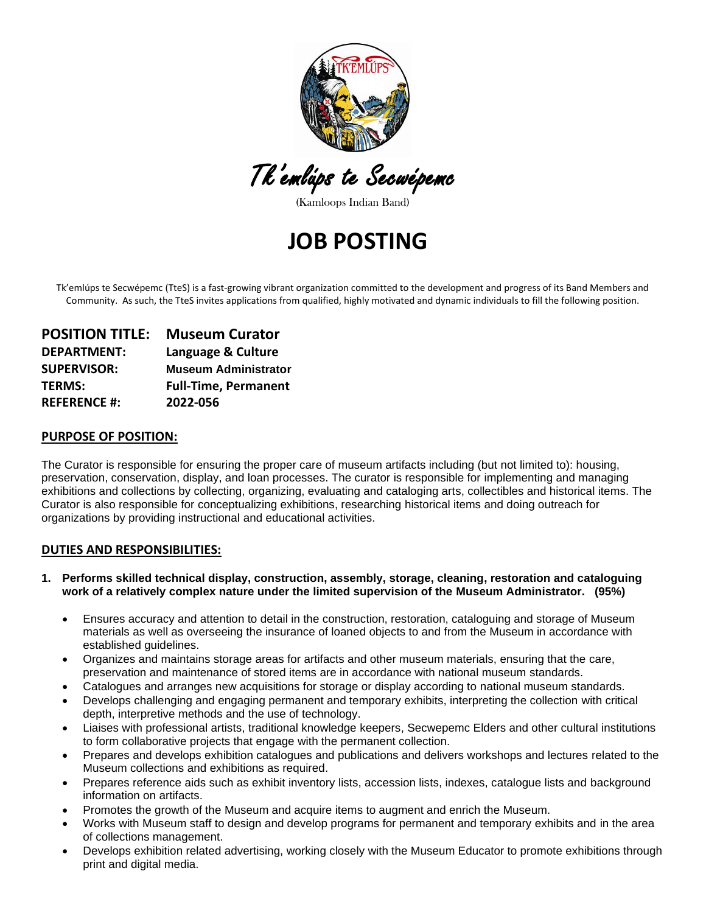Tk'emlúps te Secwépemc

(Kamloops Indian Band)

# JOB POSTING

Tk'emlúps te Secwépemc (TteS) is a fast-growing vibrant organization committed to the development and progress of its Band Members and Community. As such, the TteS invites applications from qualified, highly motivated and dynamic individuals to fill the following position.

**POSITION TITLE:** **Museum Curator**
**DEPARTMENT:** **Language & Culture**
**SUPERVISOR:** **Museum Administrator**
**TERMS:** **Full-Time, Permanent**
**REFERENCE #:** **2022-056**

## PURPOSE OF POSITION:

The Curator is responsible for ensuring the proper care of museum artifacts including (but not limited to): housing, preservation, conservation, display, and loan processes. The curator is responsible for implementing and managing exhibitions and collections by collecting, organizing, evaluating and cataloging arts, collectibles and historical items. The Curator is also responsible for conceptualizing exhibitions, researching historical items and doing outreach for organizations by providing instructional and educational activities.

## DUTIES AND RESPONSIBILITIES:

1. **Performs skilled technical display, construction, assembly, storage, cleaning, restoration and cataloguing work of a relatively complex nature under the limited supervision of the Museum Administrator. (95%)**
   - Ensures accuracy and attention to detail in the construction, restoration, cataloguing and storage of Museum materials as well as overseeing the insurance of loaned objects to and from the Museum in accordance with established guidelines.
   - Organizes and maintains storage areas for artifacts and other museum materials, ensuring that the care, preservation and maintenance of stored items are in accordance with national museum standards.
   - Catalogues and arranges new acquisitions for storage or display according to national museum standards.
   - Develops challenging and engaging permanent and temporary exhibits, interpreting the collection with critical depth, interpretive methods and the use of technology.
   - Liaises with professional artists, traditional knowledge keepers, Secwepemc Elders and other cultural institutions to form collaborative projects that engage with the permanent collection.
   - Prepares and develops exhibition catalogues and publications and delivers workshops and lectures related to the Museum collections and exhibitions as required.
   - Prepares reference aids such as exhibit inventory lists, accession lists, indexes, catalogue lists and background information on artifacts.
   - Promotes the growth of the Museum and acquire items to augment and enrich the Museum.
   - Works with Museum staff to design and develop programs for permanent and temporary exhibits and in the area of collections management.
   - Develops exhibition related advertising, working closely with the Museum Educator to promote exhibitions through print and digital media.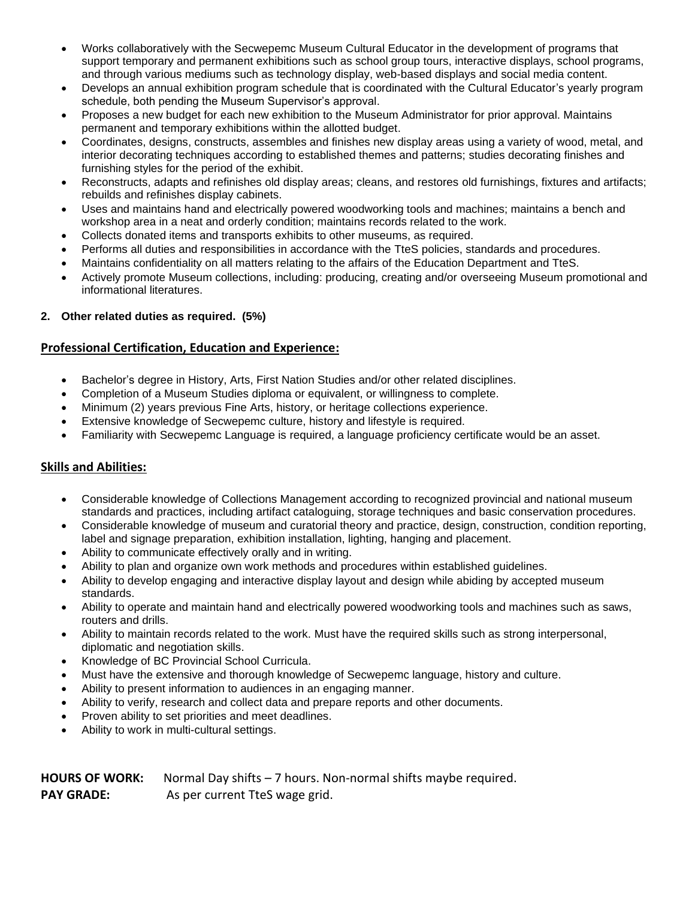- Works collaboratively with the Secwepemc Museum Cultural Educator in the development of programs that support temporary and permanent exhibitions such as school group tours, interactive displays, school programs, and through various mediums such as technology display, web-based displays and social media content.
- Develops an annual exhibition program schedule that is coordinated with the Cultural Educator's yearly program schedule, both pending the Museum Supervisor's approval.
- Proposes a new budget for each new exhibition to the Museum Administrator for prior approval. Maintains permanent and temporary exhibitions within the allotted budget.
- Coordinates, designs, constructs, assembles and finishes new display areas using a variety of wood, metal, and interior decorating techniques according to established themes and patterns; studies decorating finishes and furnishing styles for the period of the exhibit.
- Reconstructs, adapts and refinishes old display areas; cleans, and restores old furnishings, fixtures and artifacts; rebuilds and refinishes display cabinets.
- Uses and maintains hand and electrically powered woodworking tools and machines; maintains a bench and workshop area in a neat and orderly condition; maintains records related to the work.
- Collects donated items and transports exhibits to other museums, as required.
- Performs all duties and responsibilities in accordance with the TteS policies, standards and procedures.
- Maintains confidentiality on all matters relating to the affairs of the Education Department and TteS.
- Actively promote Museum collections, including: producing, creating and/or overseeing Museum promotional and informational literatures.

**2. Other related duties as required. (5%)**

## Professional Certification, Education and Experience:

- Bachelor's degree in History, Arts, First Nation Studies and/or other related disciplines.
- Completion of a Museum Studies diploma or equivalent, or willingness to complete.
- Minimum (2) years previous Fine Arts, history, or heritage collections experience.
- Extensive knowledge of Secwepemc culture, history and lifestyle is required.
- Familiarity with Secwepemc Language is required, a language proficiency certificate would be an asset.

## Skills and Abilities:

- Considerable knowledge of Collections Management according to recognized provincial and national museum standards and practices, including artifact cataloguing, storage techniques and basic conservation procedures.
- Considerable knowledge of museum and curatorial theory and practice, design, construction, condition reporting, label and signage preparation, exhibition installation, lighting, hanging and placement.
- Ability to communicate effectively orally and in writing.
- Ability to plan and organize own work methods and procedures within established guidelines.
- Ability to develop engaging and interactive display layout and design while abiding by accepted museum standards.
- Ability to operate and maintain hand and electrically powered woodworking tools and machines such as saws, routers and drills.
- Ability to maintain records related to the work. Must have the required skills such as strong interpersonal, diplomatic and negotiation skills.
- Knowledge of BC Provincial School Curricula.
- Must have the extensive and thorough knowledge of Secwepemc language, history and culture.
- Ability to present information to audiences in an engaging manner.
- Ability to verify, research and collect data and prepare reports and other documents.
- Proven ability to set priorities and meet deadlines.
- Ability to work in multi-cultural settings.

**HOURS OF WORK:** Normal Day shifts – 7 hours. Non-normal shifts maybe required.
**PAY GRADE:** As per current TteS wage grid.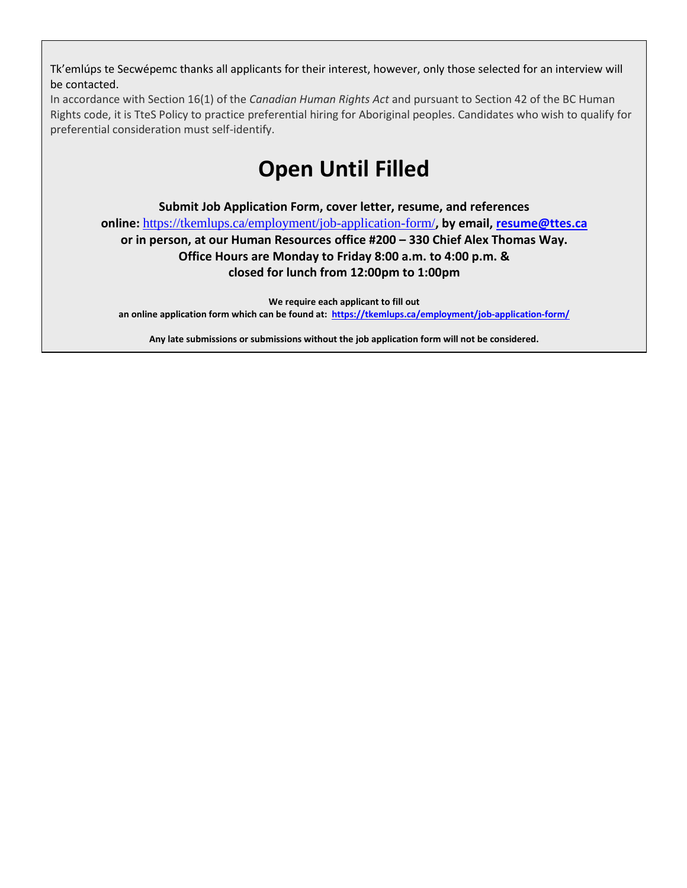Tk'emlúps te Secwépemc thanks all applicants for their interest, however, only those selected for an interview will be contacted.

In accordance with Section 16(1) of the *Canadian Human Rights Act* and pursuant to Section 42 of the BC Human Rights code, it is TteS Policy to practice preferential hiring for Aboriginal peoples. Candidates who wish to qualify for preferential consideration must self-identify.

# Open Until Filled

**Submit Job Application Form, cover letter, resume, and references online:** https://tkemlups.ca/employment/job-application-form/**, by email,** **resume@ttes.ca**
**or in person, at our Human Resources office #200 – 330 Chief Alex Thomas Way.**
**Office Hours are Monday to Friday 8:00 a.m. to 4:00 p.m. &**
**closed for lunch from 12:00pm to 1:00pm**

**We require each applicant to fill out**
**an online application form which can be found at: https://tkemlups.ca/employment/job-application-form/**

**Any late submissions or submissions without the job application form will not be considered.**